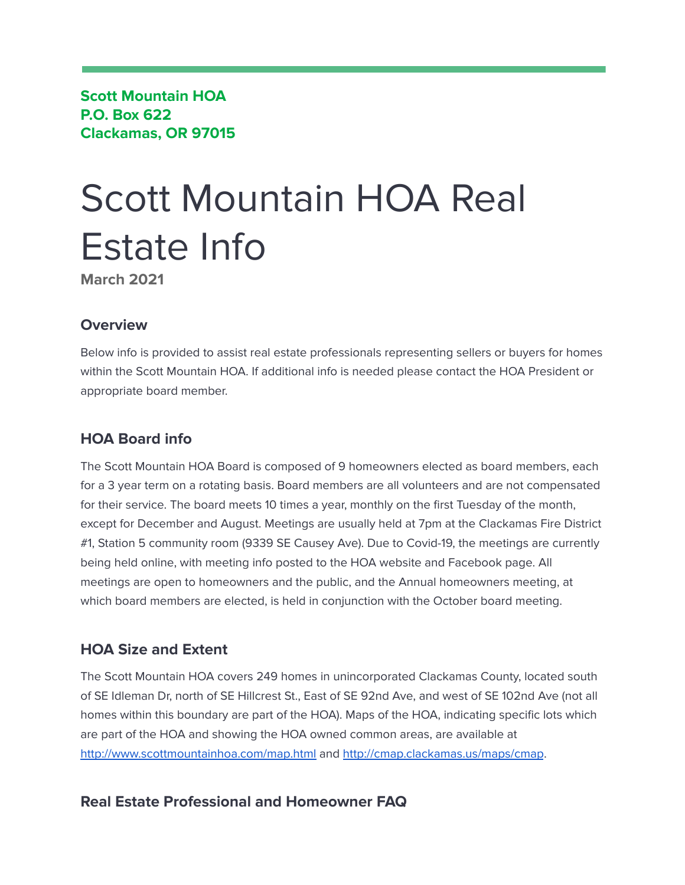**Scott Mountain HOA**
**P.O. Box 622**
**Clackamas, OR 97015**

# Scott Mountain HOA Real Estate Info

**March 2021**

## Overview

Below info is provided to assist real estate professionals representing sellers or buyers for homes within the Scott Mountain HOA. If additional info is needed please contact the HOA President or appropriate board member.

## HOA Board info

The Scott Mountain HOA Board is composed of 9 homeowners elected as board members, each for a 3 year term on a rotating basis. Board members are all volunteers and are not compensated for their service. The board meets 10 times a year, monthly on the first Tuesday of the month, except for December and August. Meetings are usually held at 7pm at the Clackamas Fire District #1, Station 5 community room (9339 SE Causey Ave). Due to Covid-19, the meetings are currently being held online, with meeting info posted to the HOA website and Facebook page. All meetings are open to homeowners and the public, and the Annual homeowners meeting, at which board members are elected, is held in conjunction with the October board meeting.

## HOA Size and Extent

The Scott Mountain HOA covers 249 homes in unincorporated Clackamas County, located south of SE Idleman Dr, north of SE Hillcrest St., East of SE 92nd Ave, and west of SE 102nd Ave (not all homes within this boundary are part of the HOA). Maps of the HOA, indicating specific lots which are part of the HOA and showing the HOA owned common areas, are available at [http://www.scottmountainhoa.com/map.html](http://www.scottmountainhoa.com/map.html) and [http://cmap.clackamas.us/maps/cmap](http://cmap.clackamas.us/maps/cmap).

## Real Estate Professional and Homeowner FAQ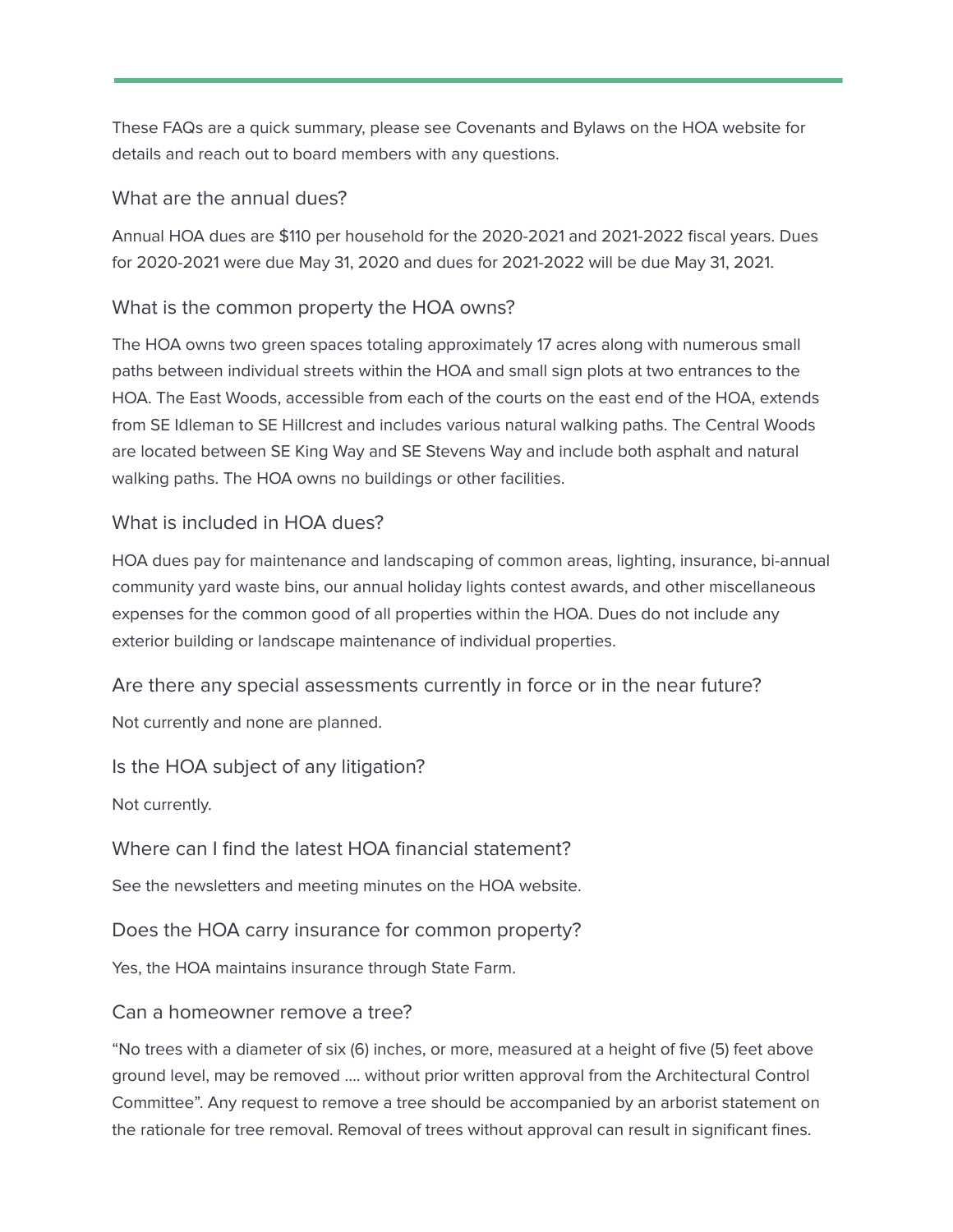These FAQs are a quick summary, please see Covenants and Bylaws on the HOA website for details and reach out to board members with any questions.

### What are the annual dues?

Annual HOA dues are $110 per household for the 2020-2021 and 2021-2022 fiscal years. Dues for 2020-2021 were due May 31, 2020 and dues for 2021-2022 will be due May 31, 2021.

### What is the common property the HOA owns?

The HOA owns two green spaces totaling approximately 17 acres along with numerous small paths between individual streets within the HOA and small sign plots at two entrances to the HOA. The East Woods, accessible from each of the courts on the east end of the HOA, extends from SE Idleman to SE Hillcrest and includes various natural walking paths. The Central Woods are located between SE King Way and SE Stevens Way and include both asphalt and natural walking paths. The HOA owns no buildings or other facilities.

### What is included in HOA dues?

HOA dues pay for maintenance and landscaping of common areas, lighting, insurance, bi-annual community yard waste bins, our annual holiday lights contest awards, and other miscellaneous expenses for the common good of all properties within the HOA. Dues do not include any exterior building or landscape maintenance of individual properties.

### Are there any special assessments currently in force or in the near future?

Not currently and none are planned.

### Is the HOA subject of any litigation?

Not currently.

### Where can I find the latest HOA financial statement?

See the newsletters and meeting minutes on the HOA website.

### Does the HOA carry insurance for common property?

Yes, the HOA maintains insurance through State Farm.

### Can a homeowner remove a tree?

"No trees with a diameter of six (6) inches, or more, measured at a height of five (5) feet above ground level, may be removed .... without prior written approval from the Architectural Control Committee". Any request to remove a tree should be accompanied by an arborist statement on the rationale for tree removal. Removal of trees without approval can result in significant fines.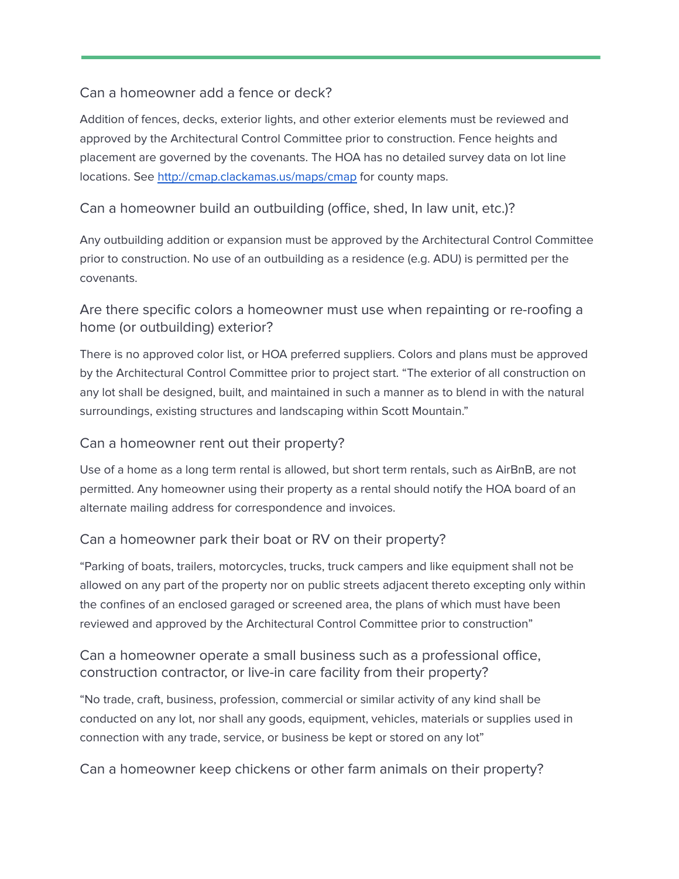### Can a homeowner add a fence or deck?

Addition of fences, decks, exterior lights, and other exterior elements must be reviewed and approved by the Architectural Control Committee prior to construction. Fence heights and placement are governed by the covenants. The HOA has no detailed survey data on lot line locations. See [http://cmap.clackamas.us/maps/cmap](http://cmap.clackamas.us/maps/cmap) for county maps.

### Can a homeowner build an outbuilding (office, shed, In law unit, etc.)?

Any outbuilding addition or expansion must be approved by the Architectural Control Committee prior to construction. No use of an outbuilding as a residence (e.g. ADU) is permitted per the covenants.

### Are there specific colors a homeowner must use when repainting or re-roofing a home (or outbuilding) exterior?

There is no approved color list, or HOA preferred suppliers. Colors and plans must be approved by the Architectural Control Committee prior to project start. “The exterior of all construction on any lot shall be designed, built, and maintained in such a manner as to blend in with the natural surroundings, existing structures and landscaping within Scott Mountain.”

### Can a homeowner rent out their property?

Use of a home as a long term rental is allowed, but short term rentals, such as AirBnB, are not permitted. Any homeowner using their property as a rental should notify the HOA board of an alternate mailing address for correspondence and invoices.

### Can a homeowner park their boat or RV on their property?

“Parking of boats, trailers, motorcycles, trucks, truck campers and like equipment shall not be allowed on any part of the property nor on public streets adjacent thereto excepting only within the confines of an enclosed garaged or screened area, the plans of which must have been reviewed and approved by the Architectural Control Committee prior to construction”

### Can a homeowner operate a small business such as a professional office, construction contractor, or live-in care facility from their property?

“No trade, craft, business, profession, commercial or similar activity of any kind shall be conducted on any lot, nor shall any goods, equipment, vehicles, materials or supplies used in connection with any trade, service, or business be kept or stored on any lot”

### Can a homeowner keep chickens or other farm animals on their property?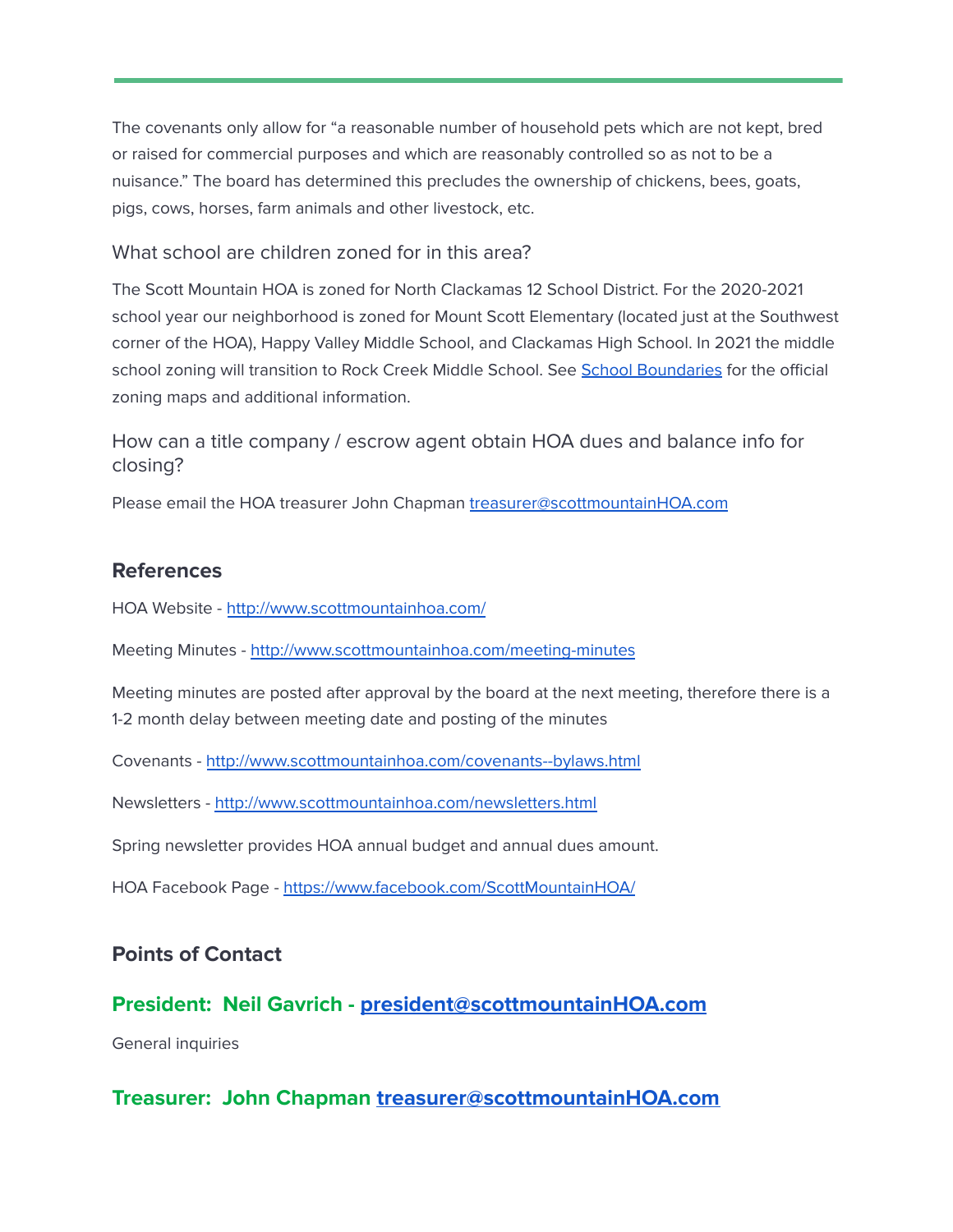The covenants only allow for "a reasonable number of household pets which are not kept, bred or raised for commercial purposes and which are reasonably controlled so as not to be a nuisance." The board has determined this precludes the ownership of chickens, bees, goats, pigs, cows, horses, farm animals and other livestock, etc.

### What school are children zoned for in this area?

The Scott Mountain HOA is zoned for North Clackamas 12 School District. For the 2020-2021 school year our neighborhood is zoned for Mount Scott Elementary (located just at the Southwest corner of the HOA), Happy Valley Middle School, and Clackamas High School. In 2021 the middle school zoning will transition to Rock Creek Middle School. See [School Boundaries]() for the official zoning maps and additional information.

### How can a title company / escrow agent obtain HOA dues and balance info for closing?

Please email the HOA treasurer John Chapman [treasurer@scottmountainHOA.com](mailto:treasurer@scottmountainHOA.com)

## References

HOA Website - [http://www.scottmountainhoa.com/](http://www.scottmountainhoa.com/)

Meeting Minutes - [http://www.scottmountainhoa.com/meeting-minutes](http://www.scottmountainhoa.com/meeting-minutes)

Meeting minutes are posted after approval by the board at the next meeting, therefore there is a 1-2 month delay between meeting date and posting of the minutes

Covenants - [http://www.scottmountainhoa.com/covenants--bylaws.html](http://www.scottmountainhoa.com/covenants--bylaws.html)

Newsletters - [http://www.scottmountainhoa.com/newsletters.html](http://www.scottmountainhoa.com/newsletters.html)

Spring newsletter provides HOA annual budget and annual dues amount.

HOA Facebook Page - [https://www.facebook.com/ScottMountainHOA/](https://www.facebook.com/ScottMountainHOA/)

## Points of Contact

### President: Neil Gavrich - [president@scottmountainHOA.com](mailto:president@scottmountainHOA.com)

General inquiries

### Treasurer: John Chapman [treasurer@scottmountainHOA.com](mailto:treasurer@scottmountainHOA.com)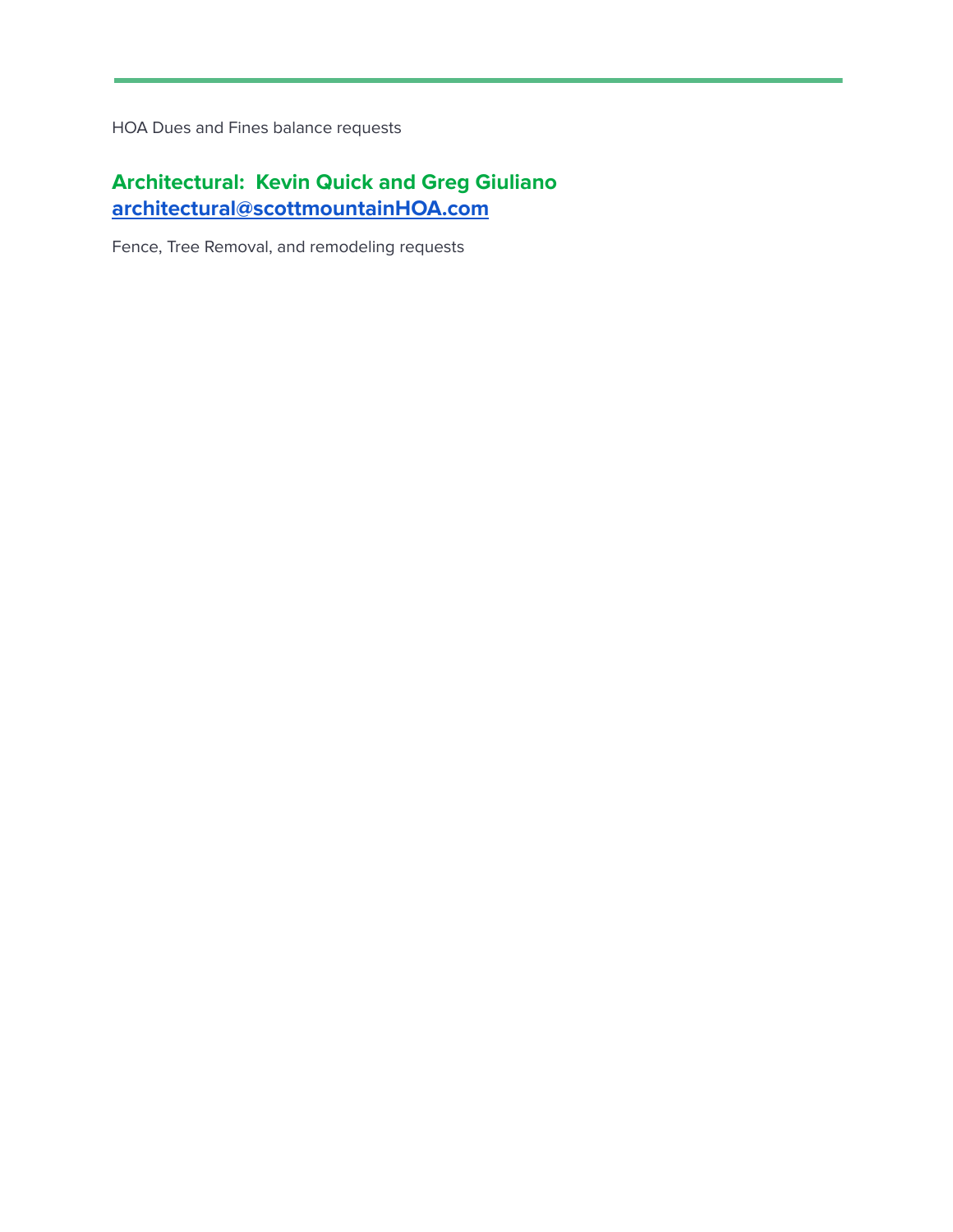---

HOA Dues and Fines balance requests

## Architectural: Kevin Quick and Greg Giuliano
## [architectural@scottmountainHOA.com](mailto:architectural@scottmountainHOA.com)

Fence, Tree Removal, and remodeling requests